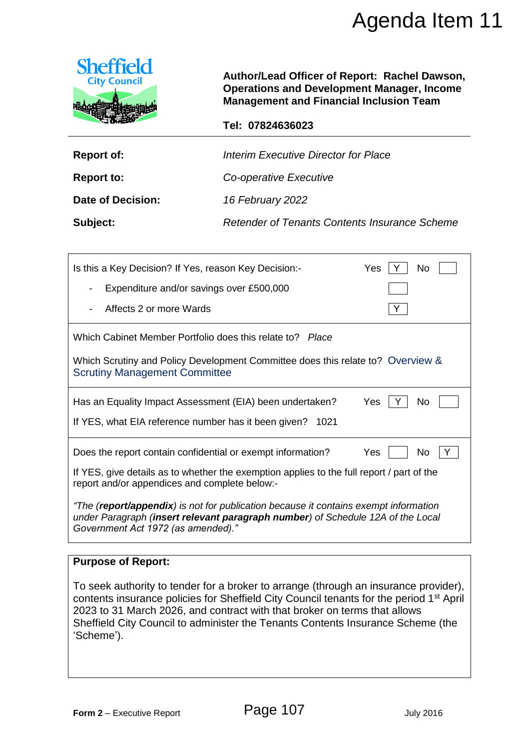# Agenda Item 11

**Author/Lead Officer of Report: Rachel Dawson, Operations and Development Manager, Income Management and Financial Inclusion Team**

**Tel: 07824636023**

| | |
|---|---|
| **Report of:** | *Interim Executive Director for Place* |
| **Report to:** | *Co-operative Executive* |
| **Date of Decision:** | *16 February 2022* |
| **Subject:** | *Retender of Tenants Contents Insurance Scheme* |

| | | |
|---|---|---|
| Is this a Key Decision? If Yes, reason Key Decision:- | Yes [Y] | No [ ] |
| - Expenditure and/or savings over £500,000 | [ ] | |
| - Affects 2 or more Wards | [Y] | |

Which Cabinet Member Portfolio does this relate to? *Place*

Which Scrutiny and Policy Development Committee does this relate to? Overview & Scrutiny Management Committee

| | | |
|---|---|---|
| Has an Equality Impact Assessment (EIA) been undertaken? | Yes [Y] | No [ ] |

If YES, what EIA reference number has it been given? 1021

| | | |
|---|---|---|
| Does the report contain confidential or exempt information? | Yes [ ] | No [Y] |

If YES, give details as to whether the exemption applies to the full report / part of the report and/or appendices and complete below:-

*"The (**report/appendix**) is not for publication because it contains exempt information under Paragraph (**insert relevant paragraph number**) of Schedule 12A of the Local Government Act 1972 (as amended)."*

**Purpose of Report:**

To seek authority to tender for a broker to arrange (through an insurance provider), contents insurance policies for Sheffield City Council tenants for the period 1st April 2023 to 31 March 2026, and contract with that broker on terms that allows Sheffield City Council to administer the Tenants Contents Insurance Scheme (the 'Scheme').

Form 2 – Executive Report July 2016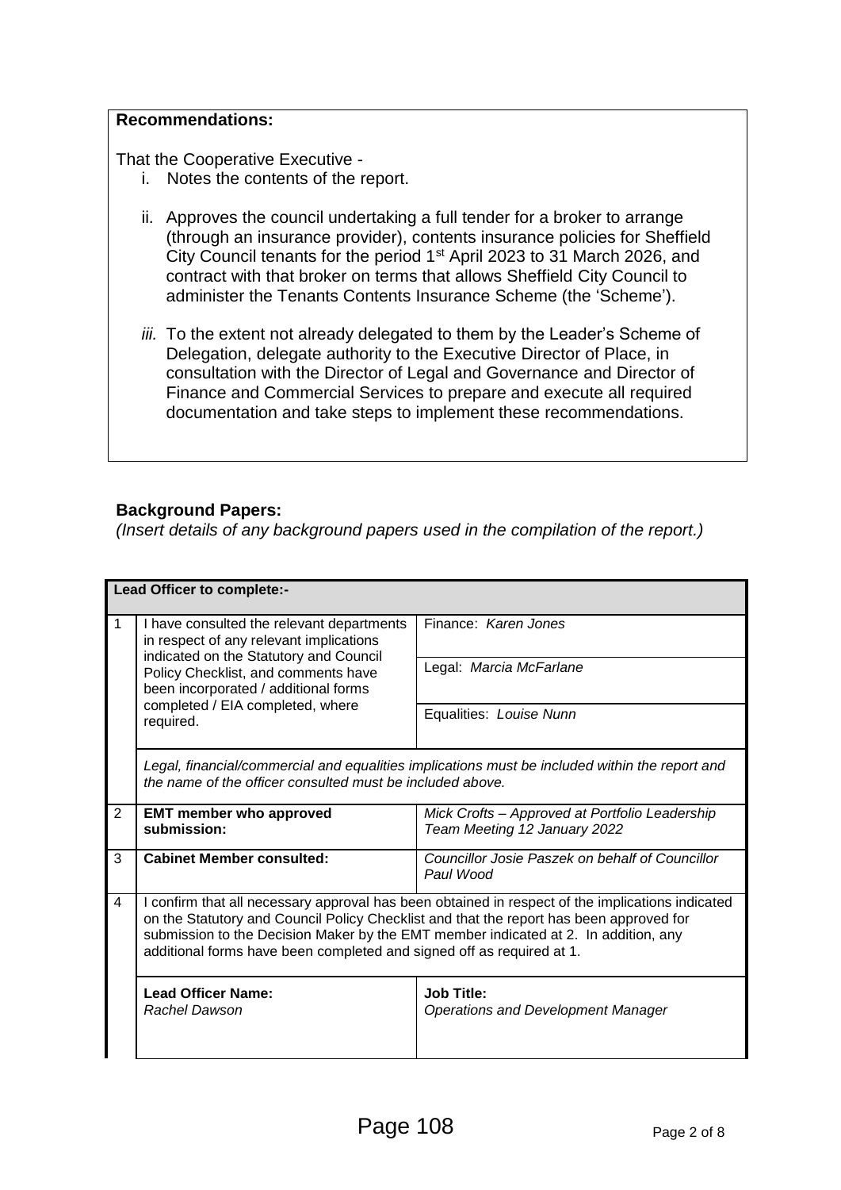**Recommendations:**

That the Cooperative Executive -

i. Notes the contents of the report.

ii. Approves the council undertaking a full tender for a broker to arrange (through an insurance provider), contents insurance policies for Sheffield City Council tenants for the period 1st April 2023 to 31 March 2026, and contract with that broker on terms that allows Sheffield City Council to administer the Tenants Contents Insurance Scheme (the 'Scheme').

*iii.* To the extent not already delegated to them by the Leader's Scheme of Delegation, delegate authority to the Executive Director of Place, in consultation with the Director of Legal and Governance and Director of Finance and Commercial Services to prepare and execute all required documentation and take steps to implement these recommendations.

**Background Papers:**

*(Insert details of any background papers used in the compilation of the report.)*

| **Lead Officer to complete:-** | | |
|---|---|---|
| 1 | I have consulted the relevant departments in respect of any relevant implications indicated on the Statutory and Council Policy Checklist, and comments have been incorporated / additional forms completed / EIA completed, where required. | Finance: *Karen Jones* |
| | | Legal: *Marcia McFarlane* |
| | | Equalities: *Louise Nunn* |
| | *Legal, financial/commercial and equalities implications must be included within the report and the name of the officer consulted must be included above.* | |
| 2 | **EMT member who approved submission:** | *Mick Crofts – Approved at Portfolio Leadership Team Meeting 12 January 2022* |
| 3 | **Cabinet Member consulted:** | *Councillor Josie Paszek on behalf of Councillor Paul Wood* |
| 4 | I confirm that all necessary approval has been obtained in respect of the implications indicated on the Statutory and Council Policy Checklist and that the report has been approved for submission to the Decision Maker by the EMT member indicated at 2. In addition, any additional forms have been completed and signed off as required at 1. | |
| | **Lead Officer Name:** *Rachel Dawson* | **Job Title:** *Operations and Development Manager* |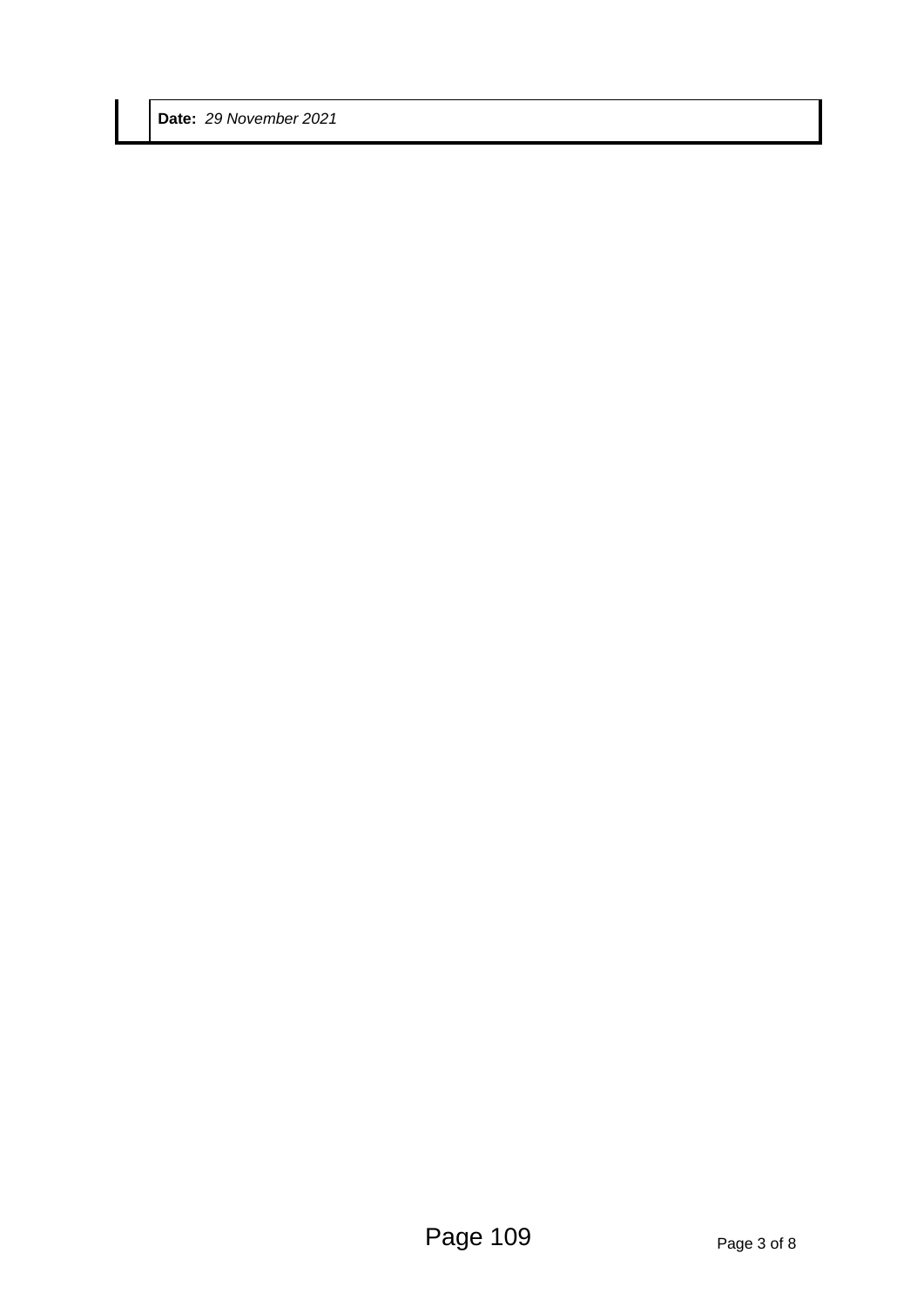| | |
|---|---|
| | **Date:** *29 November 2021* |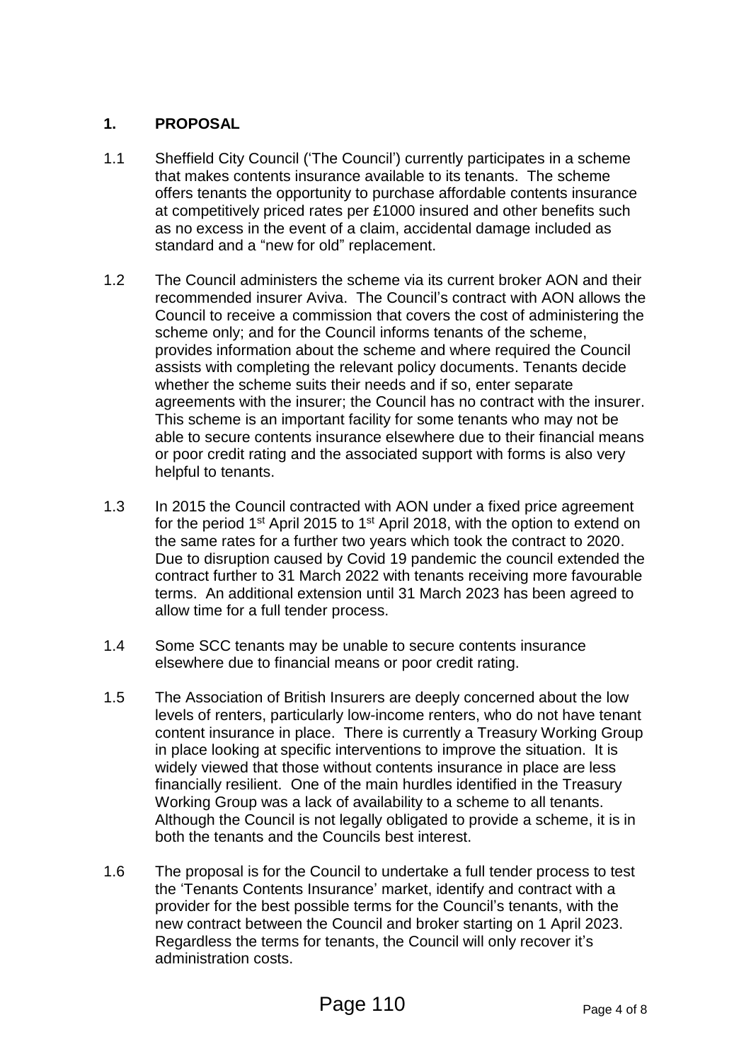## 1. PROPOSAL

1.1 Sheffield City Council ('The Council') currently participates in a scheme that makes contents insurance available to its tenants. The scheme offers tenants the opportunity to purchase affordable contents insurance at competitively priced rates per £1000 insured and other benefits such as no excess in the event of a claim, accidental damage included as standard and a "new for old" replacement.

1.2 The Council administers the scheme via its current broker AON and their recommended insurer Aviva. The Council's contract with AON allows the Council to receive a commission that covers the cost of administering the scheme only; and for the Council informs tenants of the scheme, provides information about the scheme and where required the Council assists with completing the relevant policy documents. Tenants decide whether the scheme suits their needs and if so, enter separate agreements with the insurer; the Council has no contract with the insurer. This scheme is an important facility for some tenants who may not be able to secure contents insurance elsewhere due to their financial means or poor credit rating and the associated support with forms is also very helpful to tenants.

1.3 In 2015 the Council contracted with AON under a fixed price agreement for the period 1st April 2015 to 1st April 2018, with the option to extend on the same rates for a further two years which took the contract to 2020. Due to disruption caused by Covid 19 pandemic the council extended the contract further to 31 March 2022 with tenants receiving more favourable terms. An additional extension until 31 March 2023 has been agreed to allow time for a full tender process.

1.4 Some SCC tenants may be unable to secure contents insurance elsewhere due to financial means or poor credit rating.

1.5 The Association of British Insurers are deeply concerned about the low levels of renters, particularly low-income renters, who do not have tenant content insurance in place. There is currently a Treasury Working Group in place looking at specific interventions to improve the situation. It is widely viewed that those without contents insurance in place are less financially resilient. One of the main hurdles identified in the Treasury Working Group was a lack of availability to a scheme to all tenants. Although the Council is not legally obligated to provide a scheme, it is in both the tenants and the Councils best interest.

1.6 The proposal is for the Council to undertake a full tender process to test the 'Tenants Contents Insurance' market, identify and contract with a provider for the best possible terms for the Council's tenants, with the new contract between the Council and broker starting on 1 April 2023. Regardless the terms for tenants, the Council will only recover it's administration costs.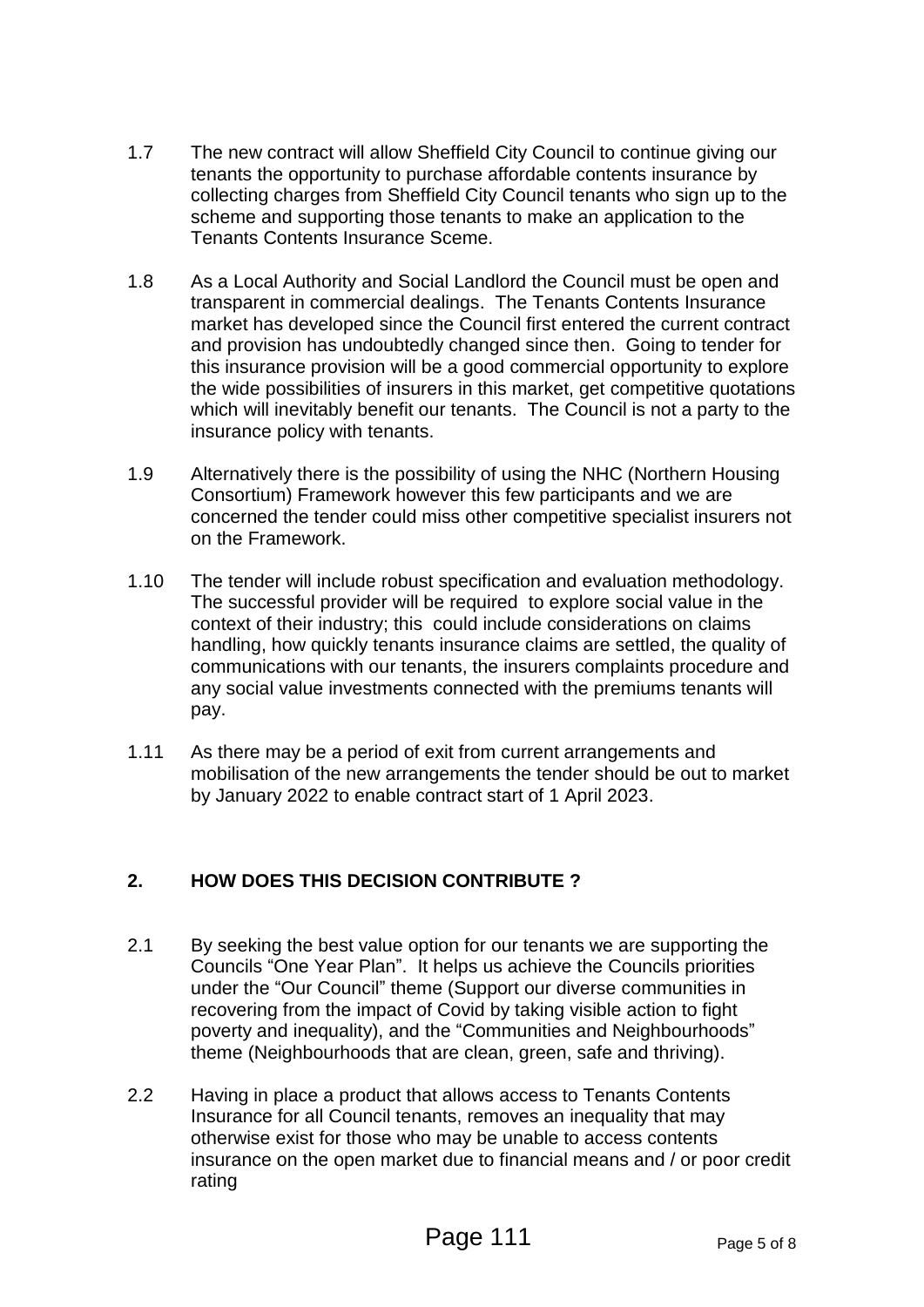1.7 The new contract will allow Sheffield City Council to continue giving our tenants the opportunity to purchase affordable contents insurance by collecting charges from Sheffield City Council tenants who sign up to the scheme and supporting those tenants to make an application to the Tenants Contents Insurance Sceme.

1.8 As a Local Authority and Social Landlord the Council must be open and transparent in commercial dealings. The Tenants Contents Insurance market has developed since the Council first entered the current contract and provision has undoubtedly changed since then. Going to tender for this insurance provision will be a good commercial opportunity to explore the wide possibilities of insurers in this market, get competitive quotations which will inevitably benefit our tenants. The Council is not a party to the insurance policy with tenants.

1.9 Alternatively there is the possibility of using the NHC (Northern Housing Consortium) Framework however this few participants and we are concerned the tender could miss other competitive specialist insurers not on the Framework.

1.10 The tender will include robust specification and evaluation methodology. The successful provider will be required to explore social value in the context of their industry; this could include considerations on claims handling, how quickly tenants insurance claims are settled, the quality of communications with our tenants, the insurers complaints procedure and any social value investments connected with the premiums tenants will pay.

1.11 As there may be a period of exit from current arrangements and mobilisation of the new arrangements the tender should be out to market by January 2022 to enable contract start of 1 April 2023.

## 2. HOW DOES THIS DECISION CONTRIBUTE ?

2.1 By seeking the best value option for our tenants we are supporting the Councils "One Year Plan". It helps us achieve the Councils priorities under the "Our Council" theme (Support our diverse communities in recovering from the impact of Covid by taking visible action to fight poverty and inequality), and the "Communities and Neighbourhoods" theme (Neighbourhoods that are clean, green, safe and thriving).

2.2 Having in place a product that allows access to Tenants Contents Insurance for all Council tenants, removes an inequality that may otherwise exist for those who may be unable to access contents insurance on the open market due to financial means and / or poor credit rating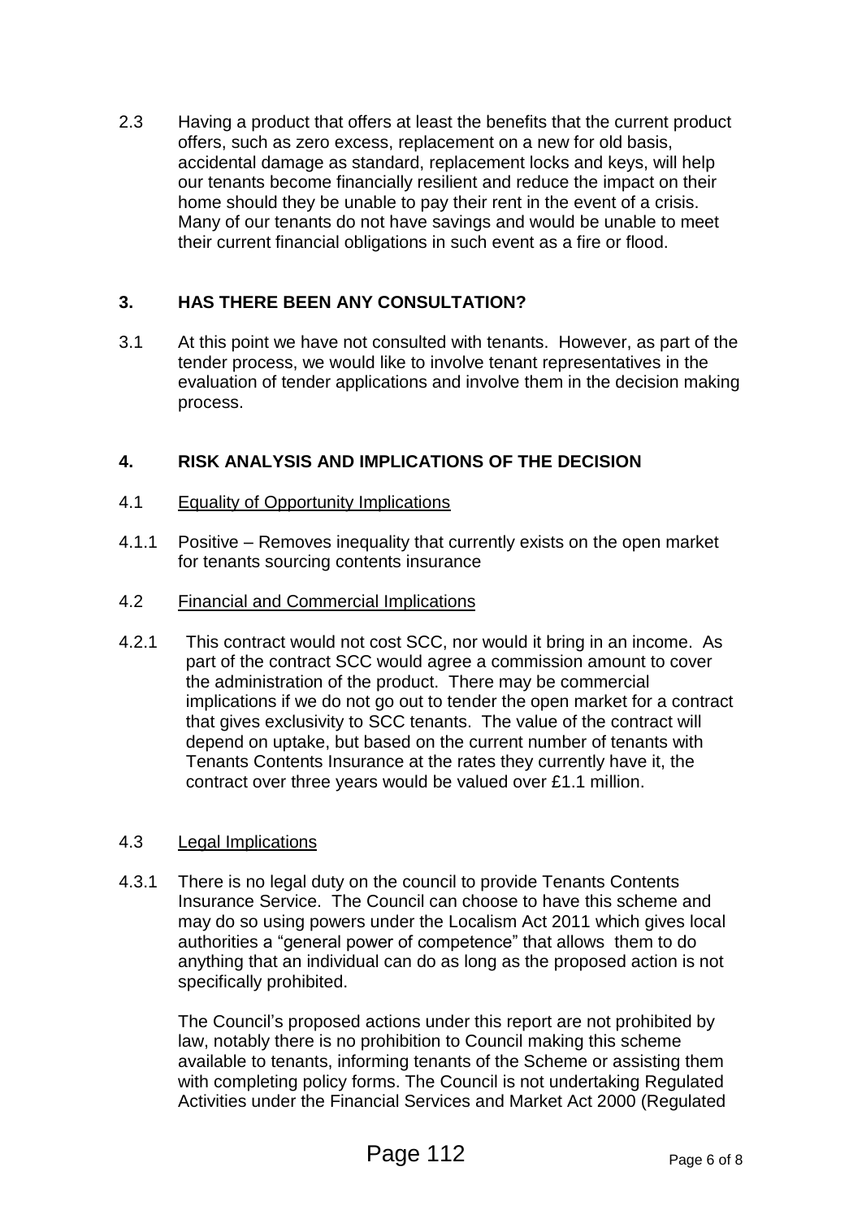2.3 Having a product that offers at least the benefits that the current product offers, such as zero excess, replacement on a new for old basis, accidental damage as standard, replacement locks and keys, will help our tenants become financially resilient and reduce the impact on their home should they be unable to pay their rent in the event of a crisis. Many of our tenants do not have savings and would be unable to meet their current financial obligations in such event as a fire or flood.

## 3. HAS THERE BEEN ANY CONSULTATION?

3.1 At this point we have not consulted with tenants. However, as part of the tender process, we would like to involve tenant representatives in the evaluation of tender applications and involve them in the decision making process.

## 4. RISK ANALYSIS AND IMPLICATIONS OF THE DECISION

4.1 Equality of Opportunity Implications

4.1.1 Positive – Removes inequality that currently exists on the open market for tenants sourcing contents insurance

4.2 Financial and Commercial Implications

4.2.1 This contract would not cost SCC, nor would it bring in an income. As part of the contract SCC would agree a commission amount to cover the administration of the product. There may be commercial implications if we do not go out to tender the open market for a contract that gives exclusivity to SCC tenants. The value of the contract will depend on uptake, but based on the current number of tenants with Tenants Contents Insurance at the rates they currently have it, the contract over three years would be valued over £1.1 million.

4.3 Legal Implications

4.3.1 There is no legal duty on the council to provide Tenants Contents Insurance Service. The Council can choose to have this scheme and may do so using powers under the Localism Act 2011 which gives local authorities a "general power of competence" that allows them to do anything that an individual can do as long as the proposed action is not specifically prohibited.

The Council's proposed actions under this report are not prohibited by law, notably there is no prohibition to Council making this scheme available to tenants, informing tenants of the Scheme or assisting them with completing policy forms. The Council is not undertaking Regulated Activities under the Financial Services and Market Act 2000 (Regulated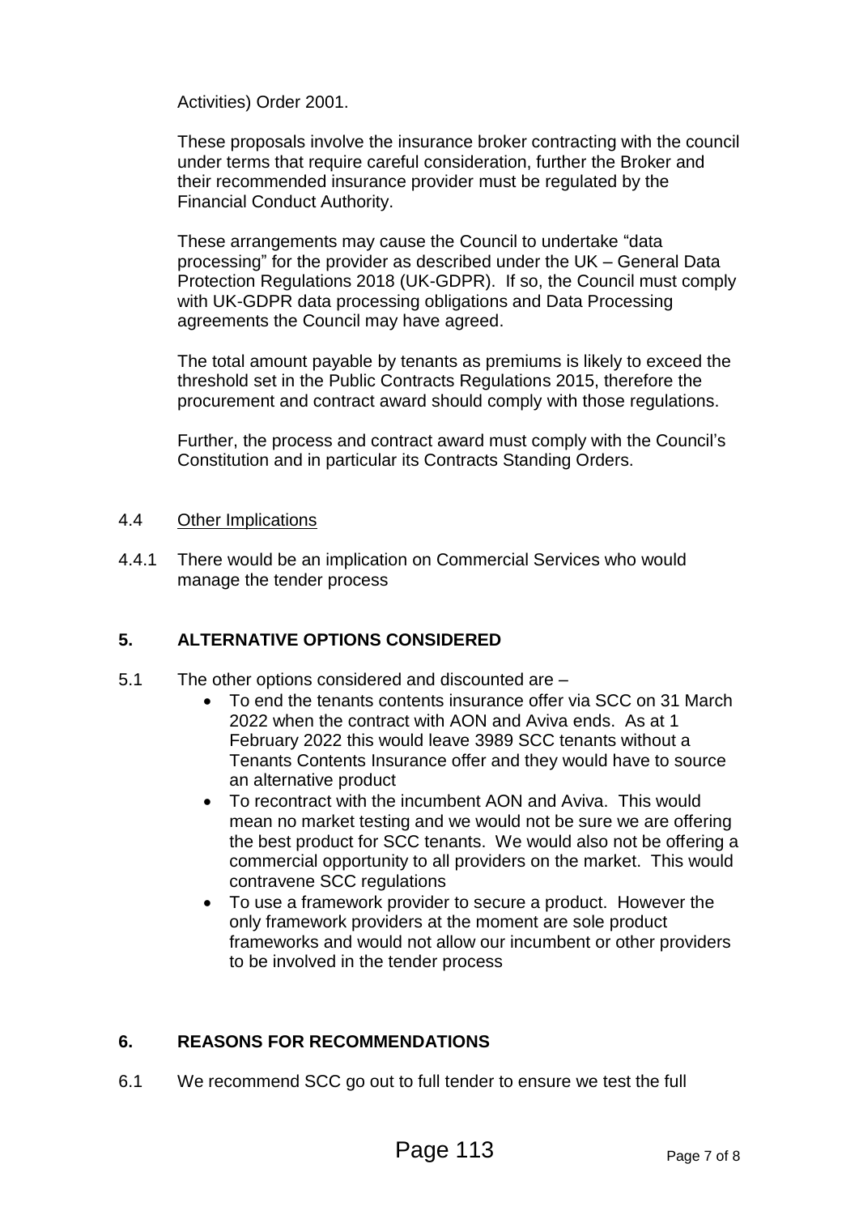Activities) Order 2001.

These proposals involve the insurance broker contracting with the council under terms that require careful consideration, further the Broker and their recommended insurance provider must be regulated by the Financial Conduct Authority.

These arrangements may cause the Council to undertake "data processing" for the provider as described under the UK – General Data Protection Regulations 2018 (UK-GDPR). If so, the Council must comply with UK-GDPR data processing obligations and Data Processing agreements the Council may have agreed.

The total amount payable by tenants as premiums is likely to exceed the threshold set in the Public Contracts Regulations 2015, therefore the procurement and contract award should comply with those regulations.

Further, the process and contract award must comply with the Council's Constitution and in particular its Contracts Standing Orders.

4.4 Other Implications

4.4.1 There would be an implication on Commercial Services who would manage the tender process

## 5. ALTERNATIVE OPTIONS CONSIDERED

5.1 The other options considered and discounted are –

- To end the tenants contents insurance offer via SCC on 31 March 2022 when the contract with AON and Aviva ends. As at 1 February 2022 this would leave 3989 SCC tenants without a Tenants Contents Insurance offer and they would have to source an alternative product
- To recontract with the incumbent AON and Aviva. This would mean no market testing and we would not be sure we are offering the best product for SCC tenants. We would also not be offering a commercial opportunity to all providers on the market. This would contravene SCC regulations
- To use a framework provider to secure a product. However the only framework providers at the moment are sole product frameworks and would not allow our incumbent or other providers to be involved in the tender process

## 6. REASONS FOR RECOMMENDATIONS

6.1 We recommend SCC go out to full tender to ensure we test the full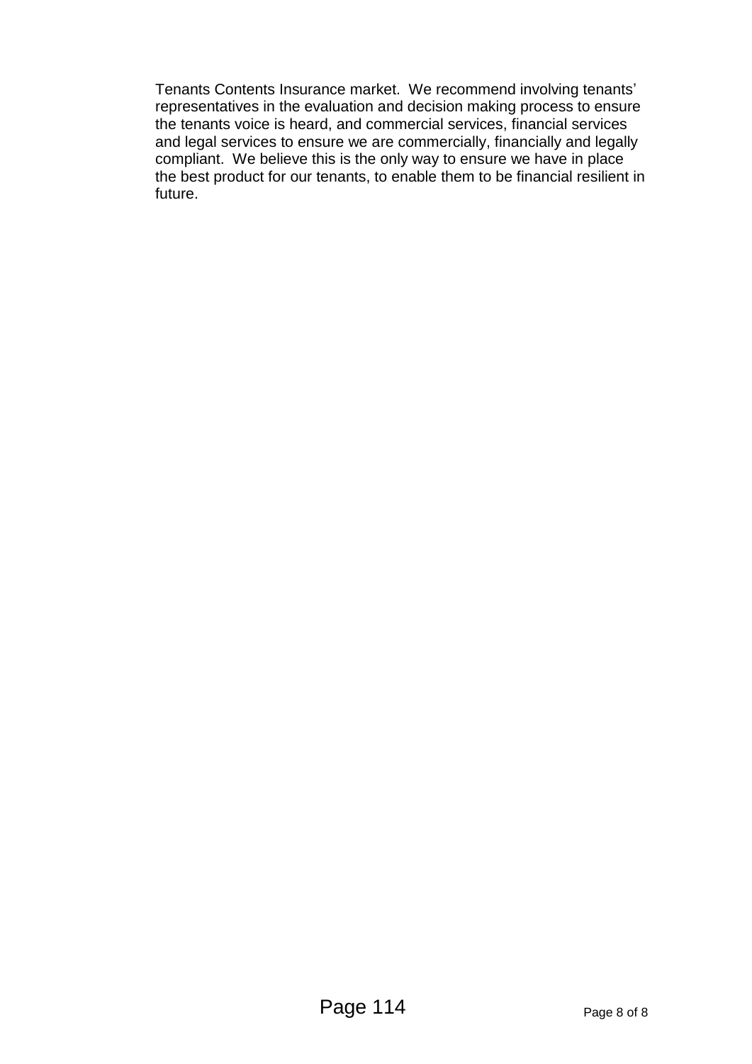Tenants Contents Insurance market. We recommend involving tenants' representatives in the evaluation and decision making process to ensure the tenants voice is heard, and commercial services, financial services and legal services to ensure we are commercially, financially and legally compliant. We believe this is the only way to ensure we have in place the best product for our tenants, to enable them to be financial resilient in future.